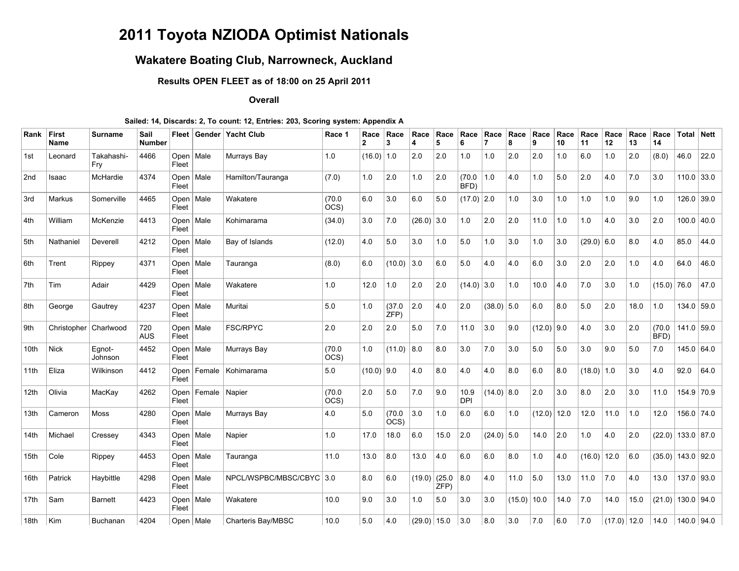# 2011 Toyota NZIODA Optimist Nationals

## Wakatere Boating Club, Narrowneck, Auckland

### Results OPEN FLEET as of 18:00 on 25 April 2011

#### Overall

**Sailed: 14, Discards: 2, To count: 12, Entries: 203, Scoring system: Appendix A**

| Rank | First Name | Surname | Sail Number | Fleet | Gender | Yacht Club | Race 1 | Race 2 | Race 3 | Race 4 | Race 5 | Race 6 | Race 7 | Race 8 | Race 9 | Race 10 | Race 11 | Race 12 | Race 13 | Race 14 | Total | Nett |
|---|---|---|---|---|---|---|---|---|---|---|---|---|---|---|---|---|---|---|---|---|---|---|
| 1st | Leonard | Takahashi-Fry | 4466 | Open Fleet | Male | Murrays Bay | 1.0 | (16.0) | 1.0 | 2.0 | 2.0 | 1.0 | 1.0 | 2.0 | 2.0 | 1.0 | 6.0 | 1.0 | 2.0 | (8.0) | 46.0 | 22.0 |
| 2nd | Isaac | McHardie | 4374 | Open Fleet | Male | Hamilton/Tauranga | (7.0) | 1.0 | 2.0 | 1.0 | 2.0 | (70.0 BFD) | 1.0 | 4.0 | 1.0 | 5.0 | 2.0 | 4.0 | 7.0 | 3.0 | 110.0 | 33.0 |
| 3rd | Markus | Somerville | 4465 | Open Fleet | Male | Wakatere | (70.0 OCS) | 6.0 | 3.0 | 6.0 | 5.0 | (17.0) | 2.0 | 1.0 | 3.0 | 1.0 | 1.0 | 1.0 | 9.0 | 1.0 | 126.0 | 39.0 |
| 4th | William | McKenzie | 4413 | Open Fleet | Male | Kohimarama | (34.0) | 3.0 | 7.0 | (26.0) | 3.0 | 1.0 | 2.0 | 2.0 | 11.0 | 1.0 | 1.0 | 4.0 | 3.0 | 2.0 | 100.0 | 40.0 |
| 5th | Nathaniel | Deverell | 4212 | Open Fleet | Male | Bay of Islands | (12.0) | 4.0 | 5.0 | 3.0 | 1.0 | 5.0 | 1.0 | 3.0 | 1.0 | 3.0 | (29.0) | 6.0 | 8.0 | 4.0 | 85.0 | 44.0 |
| 6th | Trent | Rippey | 4371 | Open Fleet | Male | Tauranga | (8.0) | 6.0 | (10.0) | 3.0 | 6.0 | 5.0 | 4.0 | 4.0 | 6.0 | 3.0 | 2.0 | 2.0 | 1.0 | 4.0 | 64.0 | 46.0 |
| 7th | Tim | Adair | 4429 | Open Fleet | Male | Wakatere | 1.0 | 12.0 | 1.0 | 2.0 | 2.0 | (14.0) | 3.0 | 1.0 | 10.0 | 4.0 | 7.0 | 3.0 | 1.0 | (15.0) | 76.0 | 47.0 |
| 8th | George | Gautrey | 4237 | Open Fleet | Male | Muritai | 5.0 | 1.0 | (37.0 ZFP) | 2.0 | 4.0 | 2.0 | (38.0) | 5.0 | 6.0 | 8.0 | 5.0 | 2.0 | 18.0 | 1.0 | 134.0 | 59.0 |
| 9th | Christopher | Charlwood | 720 AUS | Open Fleet | Male | FSC/RPYC | 2.0 | 2.0 | 2.0 | 5.0 | 7.0 | 11.0 | 3.0 | 9.0 | (12.0) | 9.0 | 4.0 | 3.0 | 2.0 | (70.0 BFD) | 141.0 | 59.0 |
| 10th | Nick | Egnot-Johnson | 4452 | Open Fleet | Male | Murrays Bay | (70.0 OCS) | 1.0 | (11.0) | 8.0 | 8.0 | 3.0 | 7.0 | 3.0 | 5.0 | 5.0 | 3.0 | 9.0 | 5.0 | 7.0 | 145.0 | 64.0 |
| 11th | Eliza | Wilkinson | 4412 | Open Fleet | Female | Kohimarama | 5.0 | (10.0) | 9.0 | 4.0 | 8.0 | 4.0 | 4.0 | 8.0 | 6.0 | 8.0 | (18.0) | 1.0 | 3.0 | 4.0 | 92.0 | 64.0 |
| 12th | Olivia | MacKay | 4262 | Open Fleet | Female | Napier | (70.0 OCS) | 2.0 | 5.0 | 7.0 | 9.0 | 10.9 DPI | (14.0) | 8.0 | 2.0 | 3.0 | 8.0 | 2.0 | 3.0 | 11.0 | 154.9 | 70.9 |
| 13th | Cameron | Moss | 4280 | Open Fleet | Male | Murrays Bay | 4.0 | 5.0 | (70.0 OCS) | 3.0 | 1.0 | 6.0 | 6.0 | 1.0 | (12.0) | 12.0 | 12.0 | 11.0 | 1.0 | 12.0 | 156.0 | 74.0 |
| 14th | Michael | Cressey | 4343 | Open Fleet | Male | Napier | 1.0 | 17.0 | 18.0 | 6.0 | 15.0 | 2.0 | (24.0) | 5.0 | 14.0 | 2.0 | 1.0 | 4.0 | 2.0 | (22.0) | 133.0 | 87.0 |
| 15th | Cole | Rippey | 4453 | Open Fleet | Male | Tauranga | 11.0 | 13.0 | 8.0 | 13.0 | 4.0 | 6.0 | 6.0 | 8.0 | 1.0 | 4.0 | (16.0) | 12.0 | 6.0 | (35.0) | 143.0 | 92.0 |
| 16th | Patrick | Haybittle | 4298 | Open Fleet | Male | NPCL/WSPBC/MBSC/CBYC | 3.0 | 8.0 | 6.0 | (19.0) | (25.0 ZFP) | 8.0 | 4.0 | 11.0 | 5.0 | 13.0 | 11.0 | 7.0 | 4.0 | 13.0 | 137.0 | 93.0 |
| 17th | Sam | Barnett | 4423 | Open Fleet | Male | Wakatere | 10.0 | 9.0 | 3.0 | 1.0 | 5.0 | 3.0 | 3.0 | (15.0) | 10.0 | 14.0 | 7.0 | 14.0 | 15.0 | (21.0) | 130.0 | 94.0 |
| 18th | Kim | Buchanan | 4204 | Open | Male | Charteris Bay/MBSC | 10.0 | 5.0 | 4.0 | (29.0) | 15.0 | 3.0 | 8.0 | 3.0 | 7.0 | 6.0 | 7.0 | (17.0) | 12.0 | 14.0 | 140.0 | 94.0 |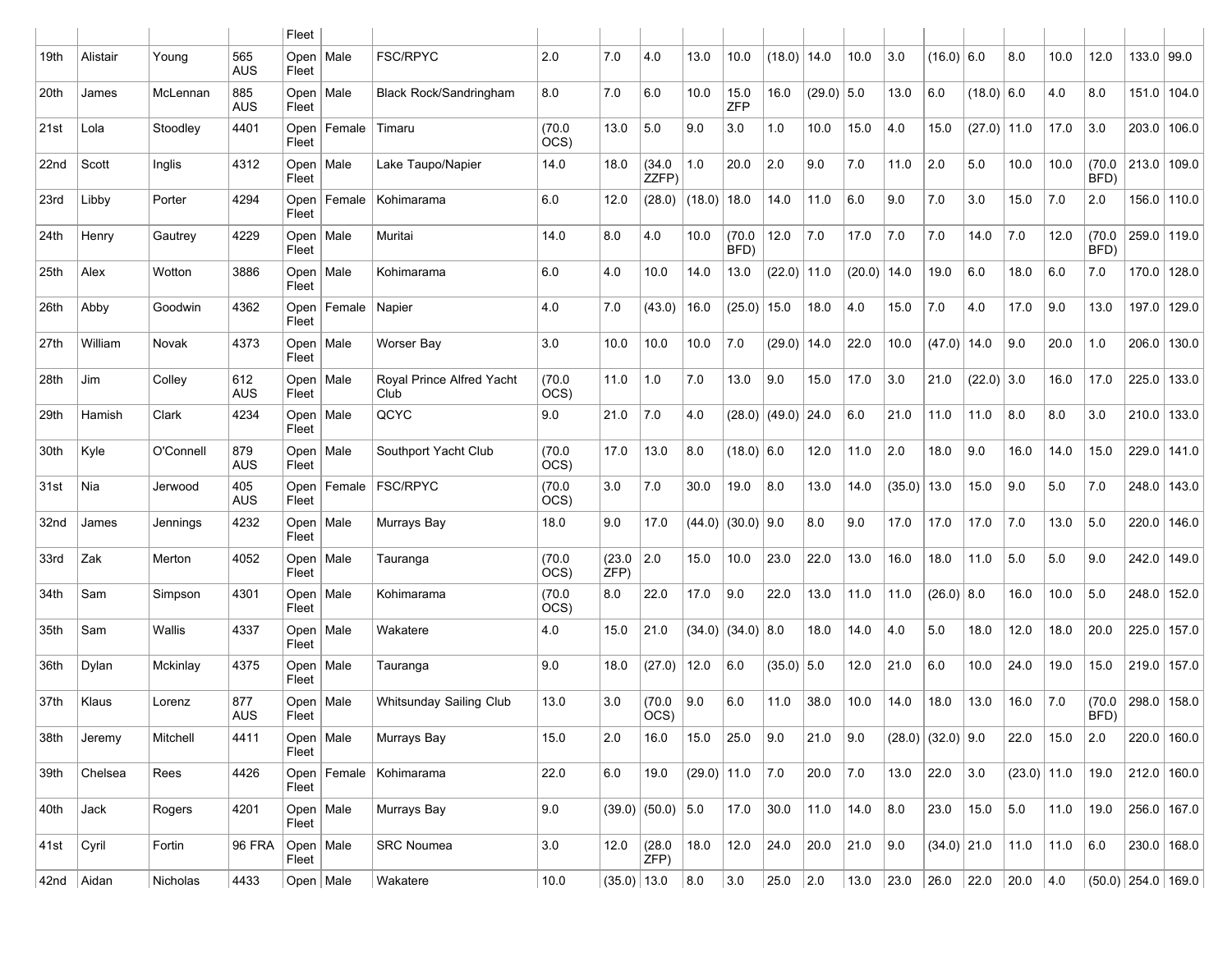| | | | | Fleet | | | | | | | | | | | | | | | | | | | |
|---|---|---|---|---|---|---|---|---|---|---|---|---|---|---|---|---|---|---|---|---|---|---|---|
| 19th | Alistair | Young | 565 AUS | Open Fleet | Male | FSC/RPYC | 2.0 | 7.0 | 4.0 | 13.0 | 10.0 | (18.0) | 14.0 | 10.0 | 3.0 | (16.0) | 6.0 | 8.0 | 10.0 | 12.0 | 133.0 | 99.0 |
| 20th | James | McLennan | 885 AUS | Open Fleet | Male | Black Rock/Sandringham | 8.0 | 7.0 | 6.0 | 10.0 | 15.0 ZFP | 16.0 | (29.0) | 5.0 | 13.0 | 6.0 | (18.0) | 6.0 | 4.0 | 8.0 | 151.0 | 104.0 |
| 21st | Lola | Stoodley | 4401 | Open Fleet | Female | Timaru | (70.0 OCS) | 13.0 | 5.0 | 9.0 | 3.0 | 1.0 | 10.0 | 15.0 | 4.0 | 15.0 | (27.0) | 11.0 | 17.0 | 3.0 | 203.0 | 106.0 |
| 22nd | Scott | Inglis | 4312 | Open Fleet | Male | Lake Taupo/Napier | 14.0 | 18.0 | (34.0 ZZFP) | 1.0 | 20.0 | 2.0 | 9.0 | 7.0 | 11.0 | 2.0 | 5.0 | 10.0 | 10.0 | (70.0 BFD) | 213.0 | 109.0 |
| 23rd | Libby | Porter | 4294 | Open Fleet | Female | Kohimarama | 6.0 | 12.0 | (28.0) | (18.0) | 18.0 | 14.0 | 11.0 | 6.0 | 9.0 | 7.0 | 3.0 | 15.0 | 7.0 | 2.0 | 156.0 | 110.0 |
| 24th | Henry | Gautrey | 4229 | Open Fleet | Male | Muritai | 14.0 | 8.0 | 4.0 | 10.0 | (70.0 BFD) | 12.0 | 7.0 | 17.0 | 7.0 | 7.0 | 14.0 | 7.0 | 12.0 | (70.0 BFD) | 259.0 | 119.0 |
| 25th | Alex | Wotton | 3886 | Open Fleet | Male | Kohimarama | 6.0 | 4.0 | 10.0 | 14.0 | 13.0 | (22.0) | 11.0 | (20.0) | 14.0 | 19.0 | 6.0 | 18.0 | 6.0 | 7.0 | 170.0 | 128.0 |
| 26th | Abby | Goodwin | 4362 | Open Fleet | Female | Napier | 4.0 | 7.0 | (43.0) | 16.0 | (25.0) | 15.0 | 18.0 | 4.0 | 15.0 | 7.0 | 4.0 | 17.0 | 9.0 | 13.0 | 197.0 | 129.0 |
| 27th | William | Novak | 4373 | Open Fleet | Male | Worser Bay | 3.0 | 10.0 | 10.0 | 10.0 | 7.0 | (29.0) | 14.0 | 22.0 | 10.0 | (47.0) | 14.0 | 9.0 | 20.0 | 1.0 | 206.0 | 130.0 |
| 28th | Jim | Colley | 612 AUS | Open Fleet | Male | Royal Prince Alfred Yacht Club | (70.0 OCS) | 11.0 | 1.0 | 7.0 | 13.0 | 9.0 | 15.0 | 17.0 | 3.0 | 21.0 | (22.0) | 3.0 | 16.0 | 17.0 | 225.0 | 133.0 |
| 29th | Hamish | Clark | 4234 | Open Fleet | Male | QCYC | 9.0 | 21.0 | 7.0 | 4.0 | (28.0) | (49.0) | 24.0 | 6.0 | 21.0 | 11.0 | 11.0 | 8.0 | 8.0 | 3.0 | 210.0 | 133.0 |
| 30th | Kyle | O'Connell | 879 AUS | Open Fleet | Male | Southport Yacht Club | (70.0 OCS) | 17.0 | 13.0 | 8.0 | (18.0) | 6.0 | 12.0 | 11.0 | 2.0 | 18.0 | 9.0 | 16.0 | 14.0 | 15.0 | 229.0 | 141.0 |
| 31st | Nia | Jerwood | 405 AUS | Open Fleet | Female | FSC/RPYC | (70.0 OCS) | 3.0 | 7.0 | 30.0 | 19.0 | 8.0 | 13.0 | 14.0 | (35.0) | 13.0 | 15.0 | 9.0 | 5.0 | 7.0 | 248.0 | 143.0 |
| 32nd | James | Jennings | 4232 | Open Fleet | Male | Murrays Bay | 18.0 | 9.0 | 17.0 | (44.0) | (30.0) | 9.0 | 8.0 | 9.0 | 17.0 | 17.0 | 17.0 | 7.0 | 13.0 | 5.0 | 220.0 | 146.0 |
| 33rd | Zak | Merton | 4052 | Open Fleet | Male | Tauranga | (70.0 OCS) | (23.0 ZFP) | 2.0 | 15.0 | 10.0 | 23.0 | 22.0 | 13.0 | 16.0 | 18.0 | 11.0 | 5.0 | 5.0 | 9.0 | 242.0 | 149.0 |
| 34th | Sam | Simpson | 4301 | Open Fleet | Male | Kohimarama | (70.0 OCS) | 8.0 | 22.0 | 17.0 | 9.0 | 22.0 | 13.0 | 11.0 | 11.0 | (26.0) | 8.0 | 16.0 | 10.0 | 5.0 | 248.0 | 152.0 |
| 35th | Sam | Wallis | 4337 | Open Fleet | Male | Wakatere | 4.0 | 15.0 | 21.0 | (34.0) | (34.0) | 8.0 | 18.0 | 14.0 | 4.0 | 5.0 | 18.0 | 12.0 | 18.0 | 20.0 | 225.0 | 157.0 |
| 36th | Dylan | Mckinlay | 4375 | Open Fleet | Male | Tauranga | 9.0 | 18.0 | (27.0) | 12.0 | 6.0 | (35.0) | 5.0 | 12.0 | 21.0 | 6.0 | 10.0 | 24.0 | 19.0 | 15.0 | 219.0 | 157.0 |
| 37th | Klaus | Lorenz | 877 AUS | Open Fleet | Male | Whitsunday Sailing Club | 13.0 | 3.0 | (70.0 OCS) | 9.0 | 6.0 | 11.0 | 38.0 | 10.0 | 14.0 | 18.0 | 13.0 | 16.0 | 7.0 | (70.0 BFD) | 298.0 | 158.0 |
| 38th | Jeremy | Mitchell | 4411 | Open Fleet | Male | Murrays Bay | 15.0 | 2.0 | 16.0 | 15.0 | 25.0 | 9.0 | 21.0 | 9.0 | (28.0) | (32.0) | 9.0 | 22.0 | 15.0 | 2.0 | 220.0 | 160.0 |
| 39th | Chelsea | Rees | 4426 | Open Fleet | Female | Kohimarama | 22.0 | 6.0 | 19.0 | (29.0) | 11.0 | 7.0 | 20.0 | 7.0 | 13.0 | 22.0 | 3.0 | (23.0) | 11.0 | 19.0 | 212.0 | 160.0 |
| 40th | Jack | Rogers | 4201 | Open Fleet | Male | Murrays Bay | 9.0 | (39.0) | (50.0) | 5.0 | 17.0 | 30.0 | 11.0 | 14.0 | 8.0 | 23.0 | 15.0 | 5.0 | 11.0 | 19.0 | 256.0 | 167.0 |
| 41st | Cyril | Fortin | 96 FRA | Open Fleet | Male | SRC Noumea | 3.0 | 12.0 | (28.0 ZFP) | 18.0 | 12.0 | 24.0 | 20.0 | 21.0 | 9.0 | (34.0) | 21.0 | 11.0 | 11.0 | 6.0 | 230.0 | 168.0 |
| 42nd | Aidan | Nicholas | 4433 | Open | Male | Wakatere | 10.0 | (35.0) | 13.0 | 8.0 | 3.0 | 25.0 | 2.0 | 13.0 | 23.0 | 26.0 | 22.0 | 20.0 | 4.0 | (50.0) | 254.0 | 169.0 |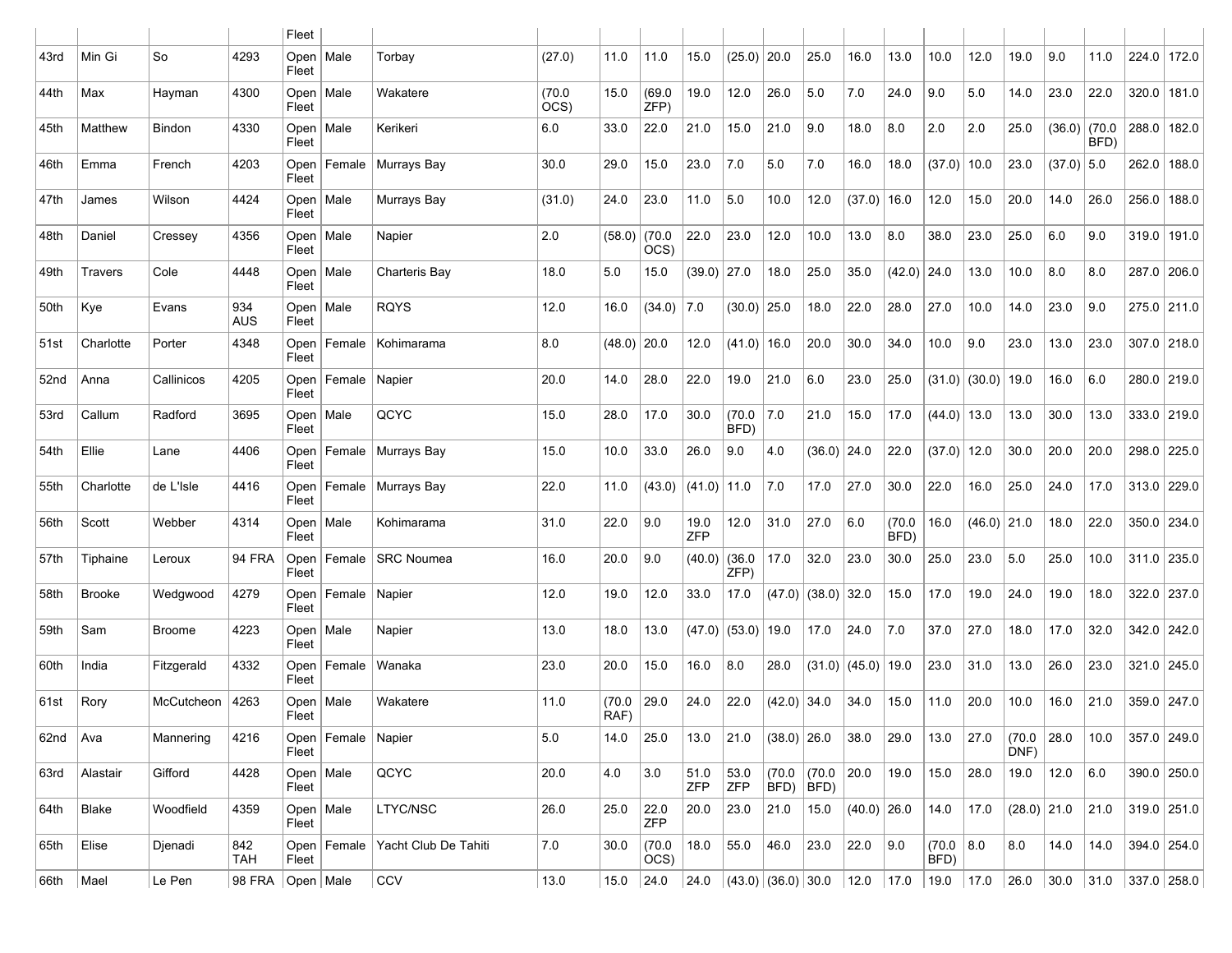| | | | | Fleet | | | | | | | | | | | | | | | | | | | |
|---|---|---|---|---|---|---|---|---|---|---|---|---|---|---|---|---|---|---|---|---|---|---|---|
| 43rd | Min Gi | So | 4293 | Open Fleet | Male | Torbay | (27.0) | 11.0 | 11.0 | 15.0 | (25.0) | 20.0 | 25.0 | 16.0 | 13.0 | 10.0 | 12.0 | 19.0 | 9.0 | 11.0 | 224.0 | 172.0 |
| 44th | Max | Hayman | 4300 | Open Fleet | Male | Wakatere | (70.0 OCS) | 15.0 | (69.0 ZFP) | 19.0 | 12.0 | 26.0 | 5.0 | 7.0 | 24.0 | 9.0 | 5.0 | 14.0 | 23.0 | 22.0 | 320.0 | 181.0 |
| 45th | Matthew | Bindon | 4330 | Open Fleet | Male | Kerikeri | 6.0 | 33.0 | 22.0 | 21.0 | 15.0 | 21.0 | 9.0 | 18.0 | 8.0 | 2.0 | 2.0 | 25.0 | (36.0) | (70.0 BFD) | 288.0 | 182.0 |
| 46th | Emma | French | 4203 | Open Fleet | Female | Murrays Bay | 30.0 | 29.0 | 15.0 | 23.0 | 7.0 | 5.0 | 7.0 | 16.0 | 18.0 | (37.0) | 10.0 | 23.0 | (37.0) | 5.0 | 262.0 | 188.0 |
| 47th | James | Wilson | 4424 | Open Fleet | Male | Murrays Bay | (31.0) | 24.0 | 23.0 | 11.0 | 5.0 | 10.0 | 12.0 | (37.0) | 16.0 | 12.0 | 15.0 | 20.0 | 14.0 | 26.0 | 256.0 | 188.0 |
| 48th | Daniel | Cressey | 4356 | Open Fleet | Male | Napier | 2.0 | (58.0) | (70.0 OCS) | 22.0 | 23.0 | 12.0 | 10.0 | 13.0 | 8.0 | 38.0 | 23.0 | 25.0 | 6.0 | 9.0 | 319.0 | 191.0 |
| 49th | Travers | Cole | 4448 | Open Fleet | Male | Charteris Bay | 18.0 | 5.0 | 15.0 | (39.0) | 27.0 | 18.0 | 25.0 | 35.0 | (42.0) | 24.0 | 13.0 | 10.0 | 8.0 | 8.0 | 287.0 | 206.0 |
| 50th | Kye | Evans | 934 AUS | Open Fleet | Male | RQYS | 12.0 | 16.0 | (34.0) | 7.0 | (30.0) | 25.0 | 18.0 | 22.0 | 28.0 | 27.0 | 10.0 | 14.0 | 23.0 | 9.0 | 275.0 | 211.0 |
| 51st | Charlotte | Porter | 4348 | Open Fleet | Female | Kohimarama | 8.0 | (48.0) | 20.0 | 12.0 | (41.0) | 16.0 | 20.0 | 30.0 | 34.0 | 10.0 | 9.0 | 23.0 | 13.0 | 23.0 | 307.0 | 218.0 |
| 52nd | Anna | Callinicos | 4205 | Open Fleet | Female | Napier | 20.0 | 14.0 | 28.0 | 22.0 | 19.0 | 21.0 | 6.0 | 23.0 | 25.0 | (31.0) | (30.0) | 19.0 | 16.0 | 6.0 | 280.0 | 219.0 |
| 53rd | Callum | Radford | 3695 | Open Fleet | Male | QCYC | 15.0 | 28.0 | 17.0 | 30.0 | (70.0 BFD) | 7.0 | 21.0 | 15.0 | 17.0 | (44.0) | 13.0 | 13.0 | 30.0 | 13.0 | 333.0 | 219.0 |
| 54th | Ellie | Lane | 4406 | Open Fleet | Female | Murrays Bay | 15.0 | 10.0 | 33.0 | 26.0 | 9.0 | 4.0 | (36.0) | 24.0 | 22.0 | (37.0) | 12.0 | 30.0 | 20.0 | 20.0 | 298.0 | 225.0 |
| 55th | Charlotte | de L'Isle | 4416 | Open Fleet | Female | Murrays Bay | 22.0 | 11.0 | (43.0) | (41.0) | 11.0 | 7.0 | 17.0 | 27.0 | 30.0 | 22.0 | 16.0 | 25.0 | 24.0 | 17.0 | 313.0 | 229.0 |
| 56th | Scott | Webber | 4314 | Open Fleet | Male | Kohimarama | 31.0 | 22.0 | 9.0 | 19.0 ZFP | 12.0 | 31.0 | 27.0 | 6.0 | (70.0 BFD) | 16.0 | (46.0) | 21.0 | 18.0 | 22.0 | 350.0 | 234.0 |
| 57th | Tiphaine | Leroux | 94 FRA | Open Fleet | Female | SRC Noumea | 16.0 | 20.0 | 9.0 | (40.0) | (36.0 ZFP) | 17.0 | 32.0 | 23.0 | 30.0 | 25.0 | 23.0 | 5.0 | 25.0 | 10.0 | 311.0 | 235.0 |
| 58th | Brooke | Wedgwood | 4279 | Open Fleet | Female | Napier | 12.0 | 19.0 | 12.0 | 33.0 | 17.0 | (47.0) | (38.0) | 32.0 | 15.0 | 17.0 | 19.0 | 24.0 | 19.0 | 18.0 | 322.0 | 237.0 |
| 59th | Sam | Broome | 4223 | Open Fleet | Male | Napier | 13.0 | 18.0 | 13.0 | (47.0) | (53.0) | 19.0 | 17.0 | 24.0 | 7.0 | 37.0 | 27.0 | 18.0 | 17.0 | 32.0 | 342.0 | 242.0 |
| 60th | India | Fitzgerald | 4332 | Open Fleet | Female | Wanaka | 23.0 | 20.0 | 15.0 | 16.0 | 8.0 | 28.0 | (31.0) | (45.0) | 19.0 | 23.0 | 31.0 | 13.0 | 26.0 | 23.0 | 321.0 | 245.0 |
| 61st | Rory | McCutcheon | 4263 | Open Fleet | Male | Wakatere | 11.0 | (70.0 RAF) | 29.0 | 24.0 | 22.0 | (42.0) | 34.0 | 34.0 | 15.0 | 11.0 | 20.0 | 10.0 | 16.0 | 21.0 | 359.0 | 247.0 |
| 62nd | Ava | Mannering | 4216 | Open Fleet | Female | Napier | 5.0 | 14.0 | 25.0 | 13.0 | 21.0 | (38.0) | 26.0 | 38.0 | 29.0 | 13.0 | 27.0 | (70.0 DNF) | 28.0 | 10.0 | 357.0 | 249.0 |
| 63rd | Alastair | Gifford | 4428 | Open Fleet | Male | QCYC | 20.0 | 4.0 | 3.0 | 51.0 ZFP | 53.0 ZFP | (70.0 BFD) | (70.0 BFD) | 20.0 | 19.0 | 15.0 | 28.0 | 19.0 | 12.0 | 6.0 | 390.0 | 250.0 |
| 64th | Blake | Woodfield | 4359 | Open Fleet | Male | LTYC/NSC | 26.0 | 25.0 | 22.0 ZFP | 20.0 | 23.0 | 21.0 | 15.0 | (40.0) | 26.0 | 14.0 | 17.0 | (28.0) | 21.0 | 21.0 | 319.0 | 251.0 |
| 65th | Elise | Djenadi | 842 TAH | Open Fleet | Female | Yacht Club De Tahiti | 7.0 | 30.0 | (70.0 OCS) | 18.0 | 55.0 | 46.0 | 23.0 | 22.0 | 9.0 | (70.0 BFD) | 8.0 | 8.0 | 14.0 | 14.0 | 394.0 | 254.0 |
| 66th | Mael | Le Pen | 98 FRA | Open | Male | CCV | 13.0 | 15.0 | 24.0 | 24.0 | (43.0) | (36.0) | 30.0 | 12.0 | 17.0 | 19.0 | 17.0 | 26.0 | 30.0 | 31.0 | 337.0 | 258.0 |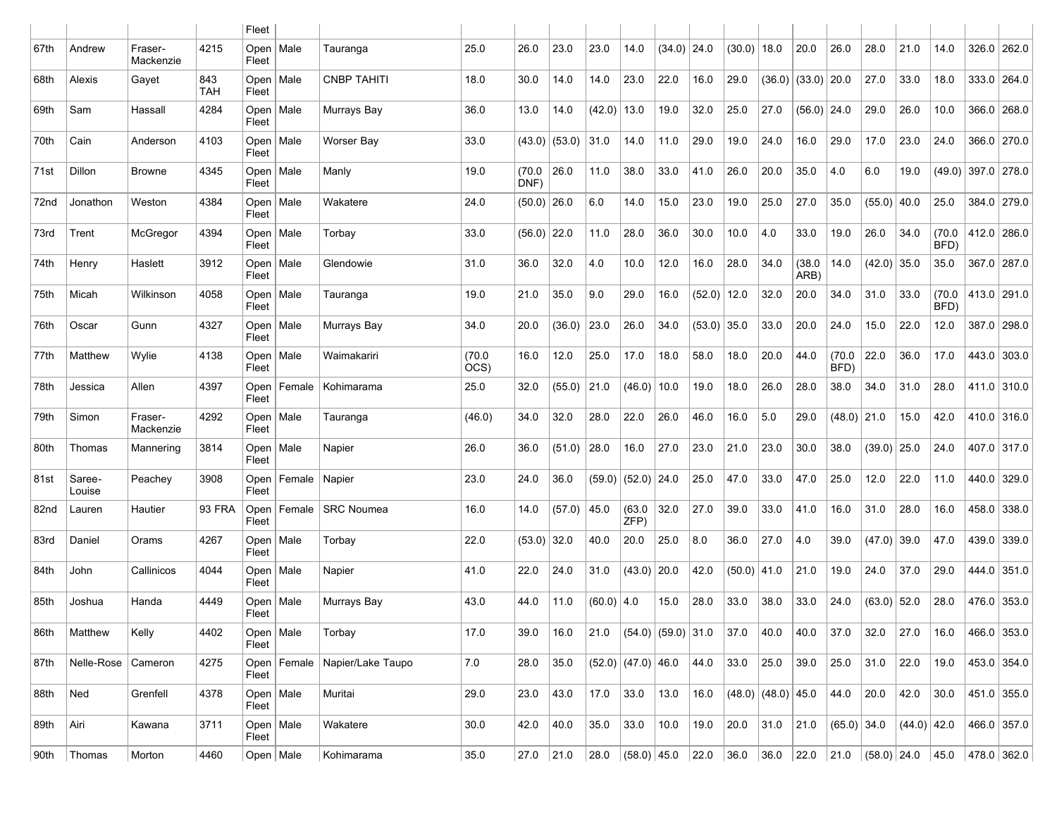| | | | | Fleet | | | | | | | | | | | | | | | | | | | | |
|---|---|---|---|---|---|---|---|---|---|---|---|---|---|---|---|---|---|---|---|---|---|---|---|---|
| 67th | Andrew | Fraser-Mackenzie | 4215 | Open Fleet | Male | Tauranga | 25.0 | 26.0 | 23.0 | 23.0 | 14.0 | (34.0) | 24.0 | (30.0) | 18.0 | 20.0 | 26.0 | 28.0 | 21.0 | 14.0 | 326.0 | 262.0 |
| 68th | Alexis | Gayet | 843 TAH | Open Fleet | Male | CNBP TAHITI | 18.0 | 30.0 | 14.0 | 14.0 | 23.0 | 22.0 | 16.0 | 29.0 | (36.0) | (33.0) | 20.0 | 27.0 | 33.0 | 18.0 | 333.0 | 264.0 |
| 69th | Sam | Hassall | 4284 | Open Fleet | Male | Murrays Bay | 36.0 | 13.0 | 14.0 | (42.0) | 13.0 | 19.0 | 32.0 | 25.0 | 27.0 | (56.0) | 24.0 | 29.0 | 26.0 | 10.0 | 366.0 | 268.0 |
| 70th | Cain | Anderson | 4103 | Open Fleet | Male | Worser Bay | 33.0 | (43.0) | (53.0) | 31.0 | 14.0 | 11.0 | 29.0 | 19.0 | 24.0 | 16.0 | 29.0 | 17.0 | 23.0 | 24.0 | 366.0 | 270.0 |
| 71st | Dillon | Browne | 4345 | Open Fleet | Male | Manly | 19.0 | (70.0 DNF) | 26.0 | 11.0 | 38.0 | 33.0 | 41.0 | 26.0 | 20.0 | 35.0 | 4.0 | 6.0 | 19.0 | (49.0) | 397.0 | 278.0 |
| 72nd | Jonathon | Weston | 4384 | Open Fleet | Male | Wakatere | 24.0 | (50.0) | 26.0 | 6.0 | 14.0 | 15.0 | 23.0 | 19.0 | 25.0 | 27.0 | 35.0 | (55.0) | 40.0 | 25.0 | 384.0 | 279.0 |
| 73rd | Trent | McGregor | 4394 | Open Fleet | Male | Torbay | 33.0 | (56.0) | 22.0 | 11.0 | 28.0 | 36.0 | 30.0 | 10.0 | 4.0 | 33.0 | 19.0 | 26.0 | 34.0 | (70.0 BFD) | 412.0 | 286.0 |
| 74th | Henry | Haslett | 3912 | Open Fleet | Male | Glendowie | 31.0 | 36.0 | 32.0 | 4.0 | 10.0 | 12.0 | 16.0 | 28.0 | 34.0 | (38.0 ARB) | 14.0 | (42.0) | 35.0 | 35.0 | 367.0 | 287.0 |
| 75th | Micah | Wilkinson | 4058 | Open Fleet | Male | Tauranga | 19.0 | 21.0 | 35.0 | 9.0 | 29.0 | 16.0 | (52.0) | 12.0 | 32.0 | 20.0 | 34.0 | 31.0 | 33.0 | (70.0 BFD) | 413.0 | 291.0 |
| 76th | Oscar | Gunn | 4327 | Open Fleet | Male | Murrays Bay | 34.0 | 20.0 | (36.0) | 23.0 | 26.0 | 34.0 | (53.0) | 35.0 | 33.0 | 20.0 | 24.0 | 15.0 | 22.0 | 12.0 | 387.0 | 298.0 |
| 77th | Matthew | Wylie | 4138 | Open Fleet | Male | Waimakariri | (70.0 OCS) | 16.0 | 12.0 | 25.0 | 17.0 | 18.0 | 58.0 | 18.0 | 20.0 | 44.0 | (70.0 BFD) | 22.0 | 36.0 | 17.0 | 443.0 | 303.0 |
| 78th | Jessica | Allen | 4397 | Open Fleet | Female | Kohimarama | 25.0 | 32.0 | (55.0) | 21.0 | (46.0) | 10.0 | 19.0 | 18.0 | 26.0 | 28.0 | 38.0 | 34.0 | 31.0 | 28.0 | 411.0 | 310.0 |
| 79th | Simon | Fraser-Mackenzie | 4292 | Open Fleet | Male | Tauranga | (46.0) | 34.0 | 32.0 | 28.0 | 22.0 | 26.0 | 46.0 | 16.0 | 5.0 | 29.0 | (48.0) | 21.0 | 15.0 | 42.0 | 410.0 | 316.0 |
| 80th | Thomas | Mannering | 3814 | Open Fleet | Male | Napier | 26.0 | 36.0 | (51.0) | 28.0 | 16.0 | 27.0 | 23.0 | 21.0 | 23.0 | 30.0 | 38.0 | (39.0) | 25.0 | 24.0 | 407.0 | 317.0 |
| 81st | Saree-Louise | Peachey | 3908 | Open Fleet | Female | Napier | 23.0 | 24.0 | 36.0 | (59.0) | (52.0) | 24.0 | 25.0 | 47.0 | 33.0 | 47.0 | 25.0 | 12.0 | 22.0 | 11.0 | 440.0 | 329.0 |
| 82nd | Lauren | Hautier | 93 FRA | Open Fleet | Female | SRC Noumea | 16.0 | 14.0 | (57.0) | 45.0 | (63.0 ZFP) | 32.0 | 27.0 | 39.0 | 33.0 | 41.0 | 16.0 | 31.0 | 28.0 | 16.0 | 458.0 | 338.0 |
| 83rd | Daniel | Orams | 4267 | Open Fleet | Male | Torbay | 22.0 | (53.0) | 32.0 | 40.0 | 20.0 | 25.0 | 8.0 | 36.0 | 27.0 | 4.0 | 39.0 | (47.0) | 39.0 | 47.0 | 439.0 | 339.0 |
| 84th | John | Callinicos | 4044 | Open Fleet | Male | Napier | 41.0 | 22.0 | 24.0 | 31.0 | (43.0) | 20.0 | 42.0 | (50.0) | 41.0 | 21.0 | 19.0 | 24.0 | 37.0 | 29.0 | 444.0 | 351.0 |
| 85th | Joshua | Handa | 4449 | Open Fleet | Male | Murrays Bay | 43.0 | 44.0 | 11.0 | (60.0) | 4.0 | 15.0 | 28.0 | 33.0 | 38.0 | 33.0 | 24.0 | (63.0) | 52.0 | 28.0 | 476.0 | 353.0 |
| 86th | Matthew | Kelly | 4402 | Open Fleet | Male | Torbay | 17.0 | 39.0 | 16.0 | 21.0 | (54.0) | (59.0) | 31.0 | 37.0 | 40.0 | 40.0 | 37.0 | 32.0 | 27.0 | 16.0 | 466.0 | 353.0 |
| 87th | Nelle-Rose | Cameron | 4275 | Open Fleet | Female | Napier/Lake Taupo | 7.0 | 28.0 | 35.0 | (52.0) | (47.0) | 46.0 | 44.0 | 33.0 | 25.0 | 39.0 | 25.0 | 31.0 | 22.0 | 19.0 | 453.0 | 354.0 |
| 88th | Ned | Grenfell | 4378 | Open Fleet | Male | Muritai | 29.0 | 23.0 | 43.0 | 17.0 | 33.0 | 13.0 | 16.0 | (48.0) | (48.0) | 45.0 | 44.0 | 20.0 | 42.0 | 30.0 | 451.0 | 355.0 |
| 89th | Airi | Kawana | 3711 | Open Fleet | Male | Wakatere | 30.0 | 42.0 | 40.0 | 35.0 | 33.0 | 10.0 | 19.0 | 20.0 | 31.0 | 21.0 | (65.0) | 34.0 | (44.0) | 42.0 | 466.0 | 357.0 |
| 90th | Thomas | Morton | 4460 | Open | Male | Kohimarama | 35.0 | 27.0 | 21.0 | 28.0 | (58.0) | 45.0 | 22.0 | 36.0 | 36.0 | 22.0 | 21.0 | (58.0) | 24.0 | 45.0 | 478.0 | 362.0 |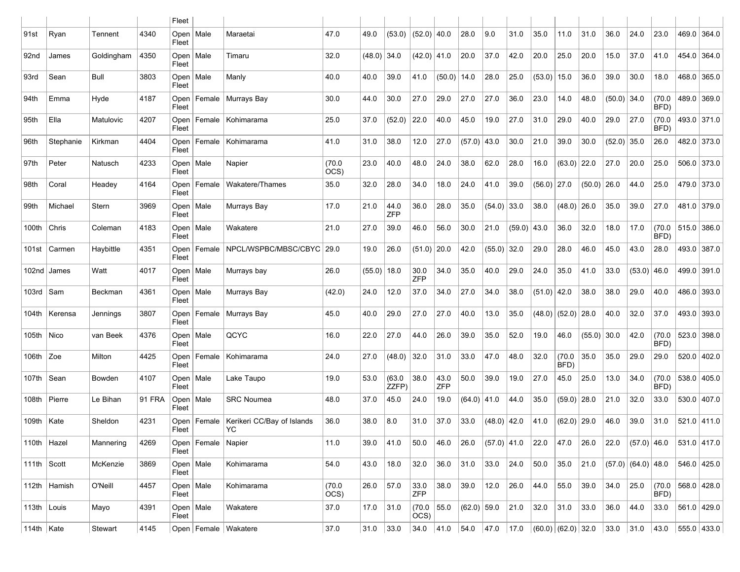| | | | | Fleet | | | | | | | | | | | | | | | | | | | |
|---|---|---|---|---|---|---|---|---|---|---|---|---|---|---|---|---|---|---|---|---|---|---|---|
| 91st | Ryan | Tennent | 4340 | Open Fleet | Male | Maraetai | 47.0 | 49.0 | (53.0) | (52.0) | 40.0 | 28.0 | 9.0 | 31.0 | 35.0 | 11.0 | 31.0 | 36.0 | 24.0 | 23.0 | 469.0 | 364.0 |
| 92nd | James | Goldingham | 4350 | Open Fleet | Male | Timaru | 32.0 | (48.0) | 34.0 | (42.0) | 41.0 | 20.0 | 37.0 | 42.0 | 20.0 | 25.0 | 20.0 | 15.0 | 37.0 | 41.0 | 454.0 | 364.0 |
| 93rd | Sean | Bull | 3803 | Open Fleet | Male | Manly | 40.0 | 40.0 | 39.0 | 41.0 | (50.0) | 14.0 | 28.0 | 25.0 | (53.0) | 15.0 | 36.0 | 39.0 | 30.0 | 18.0 | 468.0 | 365.0 |
| 94th | Emma | Hyde | 4187 | Open Fleet | Female | Murrays Bay | 30.0 | 44.0 | 30.0 | 27.0 | 29.0 | 27.0 | 27.0 | 36.0 | 23.0 | 14.0 | 48.0 | (50.0) | 34.0 | (70.0 BFD) | 489.0 | 369.0 |
| 95th | Ella | Matulovic | 4207 | Open Fleet | Female | Kohimarama | 25.0 | 37.0 | (52.0) | 22.0 | 40.0 | 45.0 | 19.0 | 27.0 | 31.0 | 29.0 | 40.0 | 29.0 | 27.0 | (70.0 BFD) | 493.0 | 371.0 |
| 96th | Stephanie | Kirkman | 4404 | Open Fleet | Female | Kohimarama | 41.0 | 31.0 | 38.0 | 12.0 | 27.0 | (57.0) | 43.0 | 30.0 | 21.0 | 39.0 | 30.0 | (52.0) | 35.0 | 26.0 | 482.0 | 373.0 |
| 97th | Peter | Natusch | 4233 | Open Fleet | Male | Napier | (70.0 OCS) | 23.0 | 40.0 | 48.0 | 24.0 | 38.0 | 62.0 | 28.0 | 16.0 | (63.0) | 22.0 | 27.0 | 20.0 | 25.0 | 506.0 | 373.0 |
| 98th | Coral | Headey | 4164 | Open Fleet | Female | Wakatere/Thames | 35.0 | 32.0 | 28.0 | 34.0 | 18.0 | 24.0 | 41.0 | 39.0 | (56.0) | 27.0 | (50.0) | 26.0 | 44.0 | 25.0 | 479.0 | 373.0 |
| 99th | Michael | Stern | 3969 | Open Fleet | Male | Murrays Bay | 17.0 | 21.0 | 44.0 ZFP | 36.0 | 28.0 | 35.0 | (54.0) | 33.0 | 38.0 | (48.0) | 26.0 | 35.0 | 39.0 | 27.0 | 481.0 | 379.0 |
| 100th | Chris | Coleman | 4183 | Open Fleet | Male | Wakatere | 21.0 | 27.0 | 39.0 | 46.0 | 56.0 | 30.0 | 21.0 | (59.0) | 43.0 | 36.0 | 32.0 | 18.0 | 17.0 | (70.0 BFD) | 515.0 | 386.0 |
| 101st | Carmen | Haybittle | 4351 | Open Fleet | Female | NPCL/WSPBC/MBSC/CBYC | 29.0 | 19.0 | 26.0 | (51.0) | 20.0 | 42.0 | (55.0) | 32.0 | 29.0 | 28.0 | 46.0 | 45.0 | 43.0 | 28.0 | 493.0 | 387.0 |
| 102nd | James | Watt | 4017 | Open Fleet | Male | Murrays bay | 26.0 | (55.0) | 18.0 | 30.0 ZFP | 34.0 | 35.0 | 40.0 | 29.0 | 24.0 | 35.0 | 41.0 | 33.0 | (53.0) | 46.0 | 499.0 | 391.0 |
| 103rd | Sam | Beckman | 4361 | Open Fleet | Male | Murrays Bay | (42.0) | 24.0 | 12.0 | 37.0 | 34.0 | 27.0 | 34.0 | 38.0 | (51.0) | 42.0 | 38.0 | 38.0 | 29.0 | 40.0 | 486.0 | 393.0 |
| 104th | Kerensa | Jennings | 3807 | Open Fleet | Female | Murrays Bay | 45.0 | 40.0 | 29.0 | 27.0 | 27.0 | 40.0 | 13.0 | 35.0 | (48.0) | (52.0) | 28.0 | 40.0 | 32.0 | 37.0 | 493.0 | 393.0 |
| 105th | Nico | van Beek | 4376 | Open Fleet | Male | QCYC | 16.0 | 22.0 | 27.0 | 44.0 | 26.0 | 39.0 | 35.0 | 52.0 | 19.0 | 46.0 | (55.0) | 30.0 | 42.0 | (70.0 BFD) | 523.0 | 398.0 |
| 106th | Zoe | Milton | 4425 | Open Fleet | Female | Kohimarama | 24.0 | 27.0 | (48.0) | 32.0 | 31.0 | 33.0 | 47.0 | 48.0 | 32.0 | (70.0 BFD) | 35.0 | 35.0 | 29.0 | 29.0 | 520.0 | 402.0 |
| 107th | Sean | Bowden | 4107 | Open Fleet | Male | Lake Taupo | 19.0 | 53.0 | (63.0 ZZFP) | 38.0 | 43.0 ZFP | 50.0 | 39.0 | 19.0 | 27.0 | 45.0 | 25.0 | 13.0 | 34.0 | (70.0 BFD) | 538.0 | 405.0 |
| 108th | Pierre | Le Bihan | 91 FRA | Open Fleet | Male | SRC Noumea | 48.0 | 37.0 | 45.0 | 24.0 | 19.0 | (64.0) | 41.0 | 44.0 | 35.0 | (59.0) | 28.0 | 21.0 | 32.0 | 33.0 | 530.0 | 407.0 |
| 109th | Kate | Sheldon | 4231 | Open Fleet | Female | Kerikeri CC/Bay of Islands YC | 36.0 | 38.0 | 8.0 | 31.0 | 37.0 | 33.0 | (48.0) | 42.0 | 41.0 | (62.0) | 29.0 | 46.0 | 39.0 | 31.0 | 521.0 | 411.0 |
| 110th | Hazel | Mannering | 4269 | Open Fleet | Female | Napier | 11.0 | 39.0 | 41.0 | 50.0 | 46.0 | 26.0 | (57.0) | 41.0 | 22.0 | 47.0 | 26.0 | 22.0 | (57.0) | 46.0 | 531.0 | 417.0 |
| 111th | Scott | McKenzie | 3869 | Open Fleet | Male | Kohimarama | 54.0 | 43.0 | 18.0 | 32.0 | 36.0 | 31.0 | 33.0 | 24.0 | 50.0 | 35.0 | 21.0 | (57.0) | (64.0) | 48.0 | 546.0 | 425.0 |
| 112th | Hamish | O'Neill | 4457 | Open Fleet | Male | Kohimarama | (70.0 OCS) | 26.0 | 57.0 | 33.0 ZFP | 38.0 | 39.0 | 12.0 | 26.0 | 44.0 | 55.0 | 39.0 | 34.0 | 25.0 | (70.0 BFD) | 568.0 | 428.0 |
| 113th | Louis | Mayo | 4391 | Open Fleet | Male | Wakatere | 37.0 | 17.0 | 31.0 | (70.0 OCS) | 55.0 | (62.0) | 59.0 | 21.0 | 32.0 | 31.0 | 33.0 | 36.0 | 44.0 | 33.0 | 561.0 | 429.0 |
| 114th | Kate | Stewart | 4145 | Open | Female | Wakatere | 37.0 | 31.0 | 33.0 | 34.0 | 41.0 | 54.0 | 47.0 | 17.0 | (60.0) | (62.0) | 32.0 | 33.0 | 31.0 | 43.0 | 555.0 | 433.0 |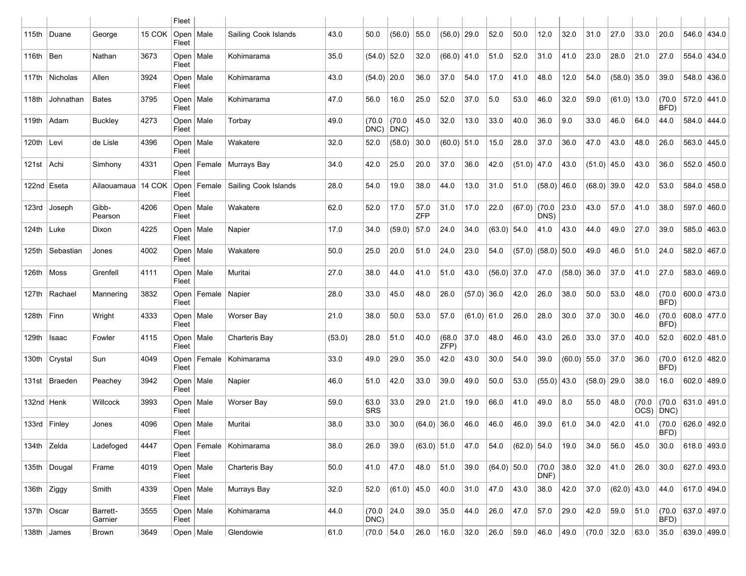| | | | Fleet | | | | | | | | | | | | | | | | | | | | |
|---|---|---|---|---|---|---|---|---|---|---|---|---|---|---|---|---|---|---|---|---|---|---|---|
| 115th | Duane | George | 15 COK | Open Fleet | Male | Sailing Cook Islands | 43.0 | 50.0 | (56.0) | 55.0 | (56.0) | 29.0 | 52.0 | 50.0 | 12.0 | 32.0 | 31.0 | 27.0 | 33.0 | 20.0 | 546.0 | 434.0 |
| 116th | Ben | Nathan | 3673 | Open Fleet | Male | Kohimarama | 35.0 | (54.0) | 52.0 | 32.0 | (66.0) | 41.0 | 51.0 | 52.0 | 31.0 | 41.0 | 23.0 | 28.0 | 21.0 | 27.0 | 554.0 | 434.0 |
| 117th | Nicholas | Allen | 3924 | Open Fleet | Male | Kohimarama | 43.0 | (54.0) | 20.0 | 36.0 | 37.0 | 54.0 | 17.0 | 41.0 | 48.0 | 12.0 | 54.0 | (58.0) | 35.0 | 39.0 | 548.0 | 436.0 |
| 118th | Johnathan | Bates | 3795 | Open Fleet | Male | Kohimarama | 47.0 | 56.0 | 16.0 | 25.0 | 52.0 | 37.0 | 5.0 | 53.0 | 46.0 | 32.0 | 59.0 | (61.0) | 13.0 | (70.0 BFD) | 572.0 | 441.0 |
| 119th | Adam | Buckley | 4273 | Open Fleet | Male | Torbay | 49.0 | (70.0 DNC) | (70.0 DNC) | 45.0 | 32.0 | 13.0 | 33.0 | 40.0 | 36.0 | 9.0 | 33.0 | 46.0 | 64.0 | 44.0 | 584.0 | 444.0 |
| 120th | Levi | de Lisle | 4396 | Open Fleet | Male | Wakatere | 32.0 | 52.0 | (58.0) | 30.0 | (60.0) | 51.0 | 15.0 | 28.0 | 37.0 | 36.0 | 47.0 | 43.0 | 48.0 | 26.0 | 563.0 | 445.0 |
| 121st | Achi | Simhony | 4331 | Open Fleet | Female | Murrays Bay | 34.0 | 42.0 | 25.0 | 20.0 | 37.0 | 36.0 | 42.0 | (51.0) | 47.0 | 43.0 | (51.0) | 45.0 | 43.0 | 36.0 | 552.0 | 450.0 |
| 122nd | Eseta | Ailaouamaua | 14 COK | Open Fleet | Female | Sailing Cook Islands | 28.0 | 54.0 | 19.0 | 38.0 | 44.0 | 13.0 | 31.0 | 51.0 | (58.0) | 46.0 | (68.0) | 39.0 | 42.0 | 53.0 | 584.0 | 458.0 |
| 123rd | Joseph | Gibb-Pearson | 4206 | Open Fleet | Male | Wakatere | 62.0 | 52.0 | 17.0 | 57.0 ZFP | 31.0 | 17.0 | 22.0 | (67.0) | (70.0 DNS) | 23.0 | 43.0 | 57.0 | 41.0 | 38.0 | 597.0 | 460.0 |
| 124th | Luke | Dixon | 4225 | Open Fleet | Male | Napier | 17.0 | 34.0 | (59.0) | 57.0 | 24.0 | 34.0 | (63.0) | 54.0 | 41.0 | 43.0 | 44.0 | 49.0 | 27.0 | 39.0 | 585.0 | 463.0 |
| 125th | Sebastian | Jones | 4002 | Open Fleet | Male | Wakatere | 50.0 | 25.0 | 20.0 | 51.0 | 24.0 | 23.0 | 54.0 | (57.0) | (58.0) | 50.0 | 49.0 | 46.0 | 51.0 | 24.0 | 582.0 | 467.0 |
| 126th | Moss | Grenfell | 4111 | Open Fleet | Male | Muritai | 27.0 | 38.0 | 44.0 | 41.0 | 51.0 | 43.0 | (56.0) | 37.0 | 47.0 | (58.0) | 36.0 | 37.0 | 41.0 | 27.0 | 583.0 | 469.0 |
| 127th | Rachael | Mannering | 3832 | Open Fleet | Female | Napier | 28.0 | 33.0 | 45.0 | 48.0 | 26.0 | (57.0) | 36.0 | 42.0 | 26.0 | 38.0 | 50.0 | 53.0 | 48.0 | (70.0 BFD) | 600.0 | 473.0 |
| 128th | Finn | Wright | 4333 | Open Fleet | Male | Worser Bay | 21.0 | 38.0 | 50.0 | 53.0 | 57.0 | (61.0) | 61.0 | 26.0 | 28.0 | 30.0 | 37.0 | 30.0 | 46.0 | (70.0 BFD) | 608.0 | 477.0 |
| 129th | Isaac | Fowler | 4115 | Open Fleet | Male | Charteris Bay | (53.0) | 28.0 | 51.0 | 40.0 | (68.0 ZFP) | 37.0 | 48.0 | 46.0 | 43.0 | 26.0 | 33.0 | 37.0 | 40.0 | 52.0 | 602.0 | 481.0 |
| 130th | Crystal | Sun | 4049 | Open Fleet | Female | Kohimarama | 33.0 | 49.0 | 29.0 | 35.0 | 42.0 | 43.0 | 30.0 | 54.0 | 39.0 | (60.0) | 55.0 | 37.0 | 36.0 | (70.0 BFD) | 612.0 | 482.0 |
| 131st | Braeden | Peachey | 3942 | Open Fleet | Male | Napier | 46.0 | 51.0 | 42.0 | 33.0 | 39.0 | 49.0 | 50.0 | 53.0 | (55.0) | 43.0 | (58.0) | 29.0 | 38.0 | 16.0 | 602.0 | 489.0 |
| 132nd | Henk | Willcock | 3993 | Open Fleet | Male | Worser Bay | 59.0 | 63.0 SRS | 33.0 | 29.0 | 21.0 | 19.0 | 66.0 | 41.0 | 49.0 | 8.0 | 55.0 | 48.0 | (70.0 OCS) | (70.0 DNC) | 631.0 | 491.0 |
| 133rd | Finley | Jones | 4096 | Open Fleet | Male | Muritai | 38.0 | 33.0 | 30.0 | (64.0) | 36.0 | 46.0 | 46.0 | 46.0 | 39.0 | 61.0 | 34.0 | 42.0 | 41.0 | (70.0 BFD) | 626.0 | 492.0 |
| 134th | Zelda | Ladefoged | 4447 | Open Fleet | Female | Kohimarama | 38.0 | 26.0 | 39.0 | (63.0) | 51.0 | 47.0 | 54.0 | (62.0) | 54.0 | 19.0 | 34.0 | 56.0 | 45.0 | 30.0 | 618.0 | 493.0 |
| 135th | Dougal | Frame | 4019 | Open Fleet | Male | Charteris Bay | 50.0 | 41.0 | 47.0 | 48.0 | 51.0 | 39.0 | (64.0) | 50.0 | (70.0 DNF) | 38.0 | 32.0 | 41.0 | 26.0 | 30.0 | 627.0 | 493.0 |
| 136th | Ziggy | Smith | 4339 | Open Fleet | Male | Murrays Bay | 32.0 | 52.0 | (61.0) | 45.0 | 40.0 | 31.0 | 47.0 | 43.0 | 38.0 | 42.0 | 37.0 | (62.0) | 43.0 | 44.0 | 617.0 | 494.0 |
| 137th | Oscar | Barrett-Garnier | 3555 | Open Fleet | Male | Kohimarama | 44.0 | (70.0 DNC) | 24.0 | 39.0 | 35.0 | 44.0 | 26.0 | 47.0 | 57.0 | 29.0 | 42.0 | 59.0 | 51.0 | (70.0 BFD) | 637.0 | 497.0 |
| 138th | James | Brown | 3649 | Open | Male | Glendowie | 61.0 | (70.0 | 54.0 | 26.0 | 16.0 | 32.0 | 26.0 | 59.0 | 46.0 | 49.0 | (70.0 | 32.0 | 63.0 | 35.0 | 639.0 | 499.0 |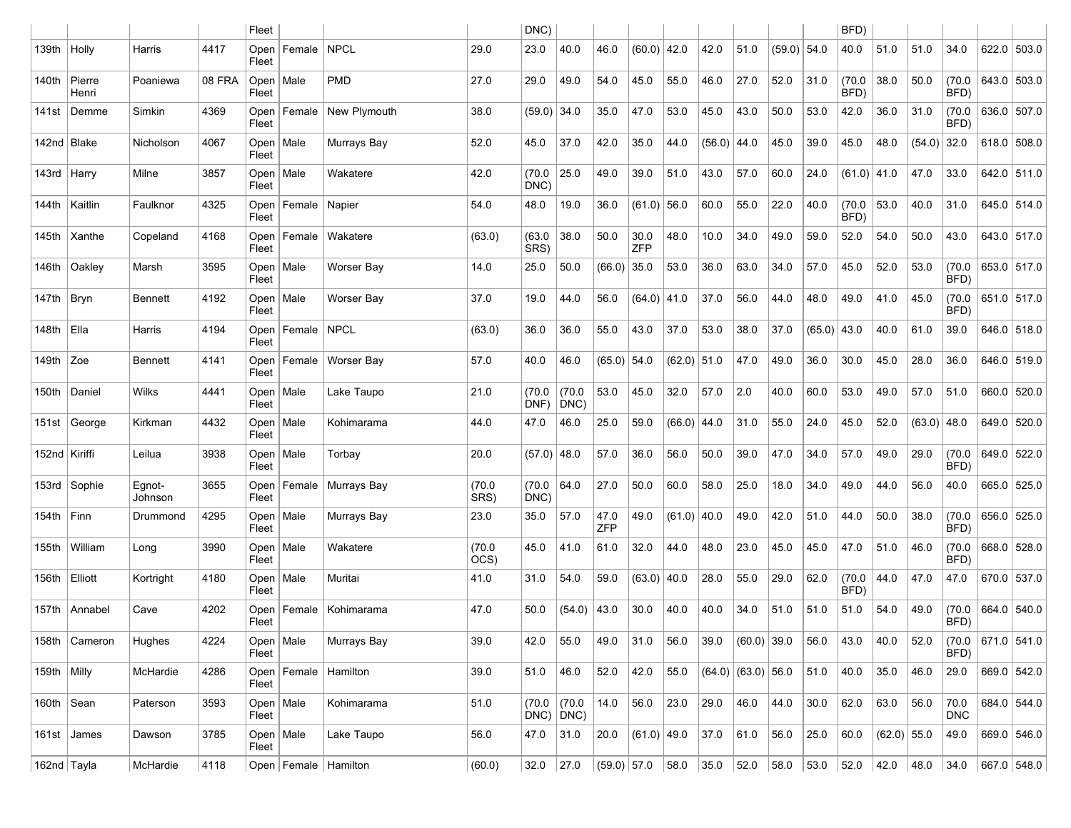| | | | | Fleet | | | | DNC) | | | | | | | | | | BFD) | | | | | | |
|---|---|---|---|---|---|---|---|---|---|---|---|---|---|---|---|---|---|---|---|---|---|---|---|---|
| 139th | Holly | Harris | 4417 | Open Fleet | Female | NPCL | 29.0 | 23.0 | 40.0 | 46.0 | (60.0) | 42.0 | 42.0 | 51.0 | (59.0) | 54.0 | 40.0 | 51.0 | 51.0 | 34.0 | 622.0 | 503.0 |
| 140th | Pierre Henri | Poaniewa | 08 FRA | Open Fleet | Male | PMD | 27.0 | 29.0 | 49.0 | 54.0 | 45.0 | 55.0 | 46.0 | 27.0 | 52.0 | 31.0 | (70.0 BFD) | 38.0 | 50.0 | (70.0 BFD) | 643.0 | 503.0 |
| 141st | Demme | Simkin | 4369 | Open Fleet | Female | New Plymouth | 38.0 | (59.0) | 34.0 | 35.0 | 47.0 | 53.0 | 45.0 | 43.0 | 50.0 | 53.0 | 42.0 | 36.0 | 31.0 | (70.0 BFD) | 636.0 | 507.0 |
| 142nd | Blake | Nicholson | 4067 | Open Fleet | Male | Murrays Bay | 52.0 | 45.0 | 37.0 | 42.0 | 35.0 | 44.0 | (56.0) | 44.0 | 45.0 | 39.0 | 45.0 | 48.0 | (54.0) | 32.0 | 618.0 | 508.0 |
| 143rd | Harry | Milne | 3857 | Open Fleet | Male | Wakatere | 42.0 | (70.0 DNC) | 25.0 | 49.0 | 39.0 | 51.0 | 43.0 | 57.0 | 60.0 | 24.0 | (61.0) | 41.0 | 47.0 | 33.0 | 642.0 | 511.0 |
| 144th | Kaitlin | Faulknor | 4325 | Open Fleet | Female | Napier | 54.0 | 48.0 | 19.0 | 36.0 | (61.0) | 56.0 | 60.0 | 55.0 | 22.0 | 40.0 | (70.0 BFD) | 53.0 | 40.0 | 31.0 | 645.0 | 514.0 |
| 145th | Xanthe | Copeland | 4168 | Open Fleet | Female | Wakatere | (63.0) | (63.0 SRS) | 38.0 | 50.0 | 30.0 ZFP | 48.0 | 10.0 | 34.0 | 49.0 | 59.0 | 52.0 | 54.0 | 50.0 | 43.0 | 643.0 | 517.0 |
| 146th | Oakley | Marsh | 3595 | Open Fleet | Male | Worser Bay | 14.0 | 25.0 | 50.0 | (66.0) | 35.0 | 53.0 | 36.0 | 63.0 | 34.0 | 57.0 | 45.0 | 52.0 | 53.0 | (70.0 BFD) | 653.0 | 517.0 |
| 147th | Bryn | Bennett | 4192 | Open Fleet | Male | Worser Bay | 37.0 | 19.0 | 44.0 | 56.0 | (64.0) | 41.0 | 37.0 | 56.0 | 44.0 | 48.0 | 49.0 | 41.0 | 45.0 | (70.0 BFD) | 651.0 | 517.0 |
| 148th | Ella | Harris | 4194 | Open Fleet | Female | NPCL | (63.0) | 36.0 | 36.0 | 55.0 | 43.0 | 37.0 | 53.0 | 38.0 | 37.0 | (65.0) | 43.0 | 40.0 | 61.0 | 39.0 | 646.0 | 518.0 |
| 149th | Zoe | Bennett | 4141 | Open Fleet | Female | Worser Bay | 57.0 | 40.0 | 46.0 | (65.0) | 54.0 | (62.0) | 51.0 | 47.0 | 49.0 | 36.0 | 30.0 | 45.0 | 28.0 | 36.0 | 646.0 | 519.0 |
| 150th | Daniel | Wilks | 4441 | Open Fleet | Male | Lake Taupo | 21.0 | (70.0 DNF) | (70.0 DNC) | 53.0 | 45.0 | 32.0 | 57.0 | 2.0 | 40.0 | 60.0 | 53.0 | 49.0 | 57.0 | 51.0 | 660.0 | 520.0 |
| 151st | George | Kirkman | 4432 | Open Fleet | Male | Kohimarama | 44.0 | 47.0 | 46.0 | 25.0 | 59.0 | (66.0) | 44.0 | 31.0 | 55.0 | 24.0 | 45.0 | 52.0 | (63.0) | 48.0 | 649.0 | 520.0 |
| 152nd | Kiriffi | Leilua | 3938 | Open Fleet | Male | Torbay | 20.0 | (57.0) | 48.0 | 57.0 | 36.0 | 56.0 | 50.0 | 39.0 | 47.0 | 34.0 | 57.0 | 49.0 | 29.0 | (70.0 BFD) | 649.0 | 522.0 |
| 153rd | Sophie | Egnot-Johnson | 3655 | Open Fleet | Female | Murrays Bay | (70.0 SRS) | (70.0 DNC) | 64.0 | 27.0 | 50.0 | 60.0 | 58.0 | 25.0 | 18.0 | 34.0 | 49.0 | 44.0 | 56.0 | 40.0 | 665.0 | 525.0 |
| 154th | Finn | Drummond | 4295 | Open Fleet | Male | Murrays Bay | 23.0 | 35.0 | 57.0 | 47.0 ZFP | 49.0 | (61.0) | 40.0 | 49.0 | 42.0 | 51.0 | 44.0 | 50.0 | 38.0 | (70.0 BFD) | 656.0 | 525.0 |
| 155th | William | Long | 3990 | Open Fleet | Male | Wakatere | (70.0 OCS) | 45.0 | 41.0 | 61.0 | 32.0 | 44.0 | 48.0 | 23.0 | 45.0 | 45.0 | 47.0 | 51.0 | 46.0 | (70.0 BFD) | 668.0 | 528.0 |
| 156th | Elliott | Kortright | 4180 | Open Fleet | Male | Muritai | 41.0 | 31.0 | 54.0 | 59.0 | (63.0) | 40.0 | 28.0 | 55.0 | 29.0 | 62.0 | (70.0 BFD) | 44.0 | 47.0 | 47.0 | 670.0 | 537.0 |
| 157th | Annabel | Cave | 4202 | Open Fleet | Female | Kohimarama | 47.0 | 50.0 | (54.0) | 43.0 | 30.0 | 40.0 | 40.0 | 34.0 | 51.0 | 51.0 | 51.0 | 54.0 | 49.0 | (70.0 BFD) | 664.0 | 540.0 |
| 158th | Cameron | Hughes | 4224 | Open Fleet | Male | Murrays Bay | 39.0 | 42.0 | 55.0 | 49.0 | 31.0 | 56.0 | 39.0 | (60.0) | 39.0 | 56.0 | 43.0 | 40.0 | 52.0 | (70.0 BFD) | 671.0 | 541.0 |
| 159th | Milly | McHardie | 4286 | Open Fleet | Female | Hamilton | 39.0 | 51.0 | 46.0 | 52.0 | 42.0 | 55.0 | (64.0) | (63.0) | 56.0 | 51.0 | 40.0 | 35.0 | 46.0 | 29.0 | 669.0 | 542.0 |
| 160th | Sean | Paterson | 3593 | Open Fleet | Male | Kohimarama | 51.0 | (70.0 DNC) | (70.0 DNC) | 14.0 | 56.0 | 23.0 | 29.0 | 46.0 | 44.0 | 30.0 | 62.0 | 63.0 | 56.0 | 70.0 DNC | 684.0 | 544.0 |
| 161st | James | Dawson | 3785 | Open Fleet | Male | Lake Taupo | 56.0 | 47.0 | 31.0 | 20.0 | (61.0) | 49.0 | 37.0 | 61.0 | 56.0 | 25.0 | 60.0 | (62.0) | 55.0 | 49.0 | 669.0 | 546.0 |
| 162nd | Tayla | McHardie | 4118 | Open | Female | Hamilton | (60.0) | 32.0 | 27.0 | (59.0) | 57.0 | 58.0 | 35.0 | 52.0 | 58.0 | 53.0 | 52.0 | 42.0 | 48.0 | 34.0 | 667.0 | 548.0 |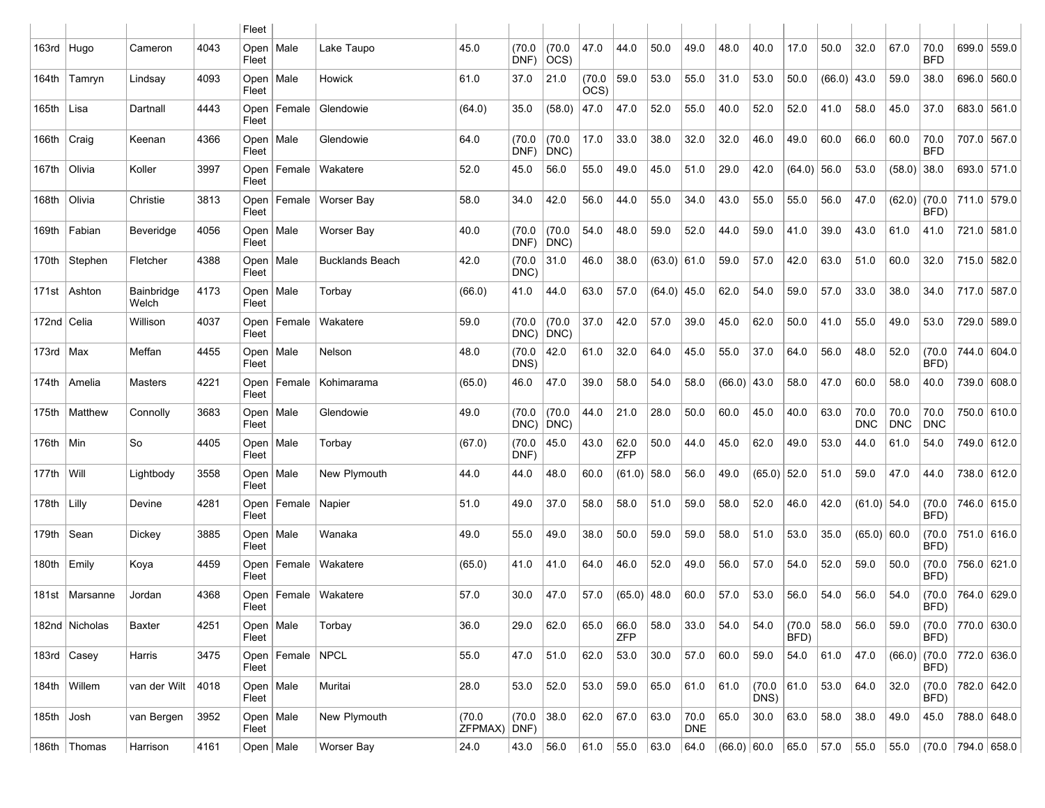| | | | | Fleet | | | | | | | | | | | | | | | | | | | | |
|---|---|---|---|---|---|---|---|---|---|---|---|---|---|---|---|---|---|---|---|---|---|---|---|---|
| 163rd | Hugo | Cameron | 4043 | Open Fleet | Male | Lake Taupo | 45.0 | (70.0 DNF) | (70.0 OCS) | 47.0 | 44.0 | 50.0 | 49.0 | 48.0 | 40.0 | 17.0 | 50.0 | 32.0 | 67.0 | 70.0 BFD | 699.0 | 559.0 |
| 164th | Tamryn | Lindsay | 4093 | Open Fleet | Male | Howick | 61.0 | 37.0 | 21.0 | (70.0 OCS) | 59.0 | 53.0 | 55.0 | 31.0 | 53.0 | 50.0 | (66.0) | 43.0 | 59.0 | 38.0 | 696.0 | 560.0 |
| 165th | Lisa | Dartnall | 4443 | Open Fleet | Female | Glendowie | (64.0) | 35.0 | (58.0) | 47.0 | 47.0 | 52.0 | 55.0 | 40.0 | 52.0 | 52.0 | 41.0 | 58.0 | 45.0 | 37.0 | 683.0 | 561.0 |
| 166th | Craig | Keenan | 4366 | Open Fleet | Male | Glendowie | 64.0 | (70.0 DNF) | (70.0 DNC) | 17.0 | 33.0 | 38.0 | 32.0 | 32.0 | 46.0 | 49.0 | 60.0 | 66.0 | 60.0 | 70.0 BFD | 707.0 | 567.0 |
| 167th | Olivia | Koller | 3997 | Open Fleet | Female | Wakatere | 52.0 | 45.0 | 56.0 | 55.0 | 49.0 | 45.0 | 51.0 | 29.0 | 42.0 | (64.0) | 56.0 | 53.0 | (58.0) | 38.0 | 693.0 | 571.0 |
| 168th | Olivia | Christie | 3813 | Open Fleet | Female | Worser Bay | 58.0 | 34.0 | 42.0 | 56.0 | 44.0 | 55.0 | 34.0 | 43.0 | 55.0 | 55.0 | 56.0 | 47.0 | (62.0) | (70.0 BFD) | 711.0 | 579.0 |
| 169th | Fabian | Beveridge | 4056 | Open Fleet | Male | Worser Bay | 40.0 | (70.0 DNF) | (70.0 DNC) | 54.0 | 48.0 | 59.0 | 52.0 | 44.0 | 59.0 | 41.0 | 39.0 | 43.0 | 61.0 | 41.0 | 721.0 | 581.0 |
| 170th | Stephen | Fletcher | 4388 | Open Fleet | Male | Bucklands Beach | 42.0 | (70.0 DNC) | 31.0 | 46.0 | 38.0 | (63.0) | 61.0 | 59.0 | 57.0 | 42.0 | 63.0 | 51.0 | 60.0 | 32.0 | 715.0 | 582.0 |
| 171st | Ashton | Bainbridge Welch | 4173 | Open Fleet | Male | Torbay | (66.0) | 41.0 | 44.0 | 63.0 | 57.0 | (64.0) | 45.0 | 62.0 | 54.0 | 59.0 | 57.0 | 33.0 | 38.0 | 34.0 | 717.0 | 587.0 |
| 172nd | Celia | Willison | 4037 | Open Fleet | Female | Wakatere | 59.0 | (70.0 DNC) | (70.0 DNC) | 37.0 | 42.0 | 57.0 | 39.0 | 45.0 | 62.0 | 50.0 | 41.0 | 55.0 | 49.0 | 53.0 | 729.0 | 589.0 |
| 173rd | Max | Meffan | 4455 | Open Fleet | Male | Nelson | 48.0 | (70.0 DNS) | 42.0 | 61.0 | 32.0 | 64.0 | 45.0 | 55.0 | 37.0 | 64.0 | 56.0 | 48.0 | 52.0 | (70.0 BFD) | 744.0 | 604.0 |
| 174th | Amelia | Masters | 4221 | Open Fleet | Female | Kohimarama | (65.0) | 46.0 | 47.0 | 39.0 | 58.0 | 54.0 | 58.0 | (66.0) | 43.0 | 58.0 | 47.0 | 60.0 | 58.0 | 40.0 | 739.0 | 608.0 |
| 175th | Matthew | Connolly | 3683 | Open Fleet | Male | Glendowie | 49.0 | (70.0 DNC) | (70.0 DNC) | 44.0 | 21.0 | 28.0 | 50.0 | 60.0 | 45.0 | 40.0 | 63.0 | 70.0 DNC | 70.0 DNC | 70.0 DNC | 750.0 | 610.0 |
| 176th | Min | So | 4405 | Open Fleet | Male | Torbay | (67.0) | (70.0 DNF) | 45.0 | 43.0 | 62.0 ZFP | 50.0 | 44.0 | 45.0 | 62.0 | 49.0 | 53.0 | 44.0 | 61.0 | 54.0 | 749.0 | 612.0 |
| 177th | Will | Lightbody | 3558 | Open Fleet | Male | New Plymouth | 44.0 | 44.0 | 48.0 | 60.0 | (61.0) | 58.0 | 56.0 | 49.0 | (65.0) | 52.0 | 51.0 | 59.0 | 47.0 | 44.0 | 738.0 | 612.0 |
| 178th | Lilly | Devine | 4281 | Open Fleet | Female | Napier | 51.0 | 49.0 | 37.0 | 58.0 | 58.0 | 51.0 | 59.0 | 58.0 | 52.0 | 46.0 | 42.0 | (61.0) | 54.0 | (70.0 BFD) | 746.0 | 615.0 |
| 179th | Sean | Dickey | 3885 | Open Fleet | Male | Wanaka | 49.0 | 55.0 | 49.0 | 38.0 | 50.0 | 59.0 | 59.0 | 58.0 | 51.0 | 53.0 | 35.0 | (65.0) | 60.0 | (70.0 BFD) | 751.0 | 616.0 |
| 180th | Emily | Koya | 4459 | Open Fleet | Female | Wakatere | (65.0) | 41.0 | 41.0 | 64.0 | 46.0 | 52.0 | 49.0 | 56.0 | 57.0 | 54.0 | 52.0 | 59.0 | 50.0 | (70.0 BFD) | 756.0 | 621.0 |
| 181st | Marsanne | Jordan | 4368 | Open Fleet | Female | Wakatere | 57.0 | 30.0 | 47.0 | 57.0 | (65.0) | 48.0 | 60.0 | 57.0 | 53.0 | 56.0 | 54.0 | 56.0 | 54.0 | (70.0 BFD) | 764.0 | 629.0 |
| 182nd | Nicholas | Baxter | 4251 | Open Fleet | Male | Torbay | 36.0 | 29.0 | 62.0 | 65.0 | 66.0 ZFP | 58.0 | 33.0 | 54.0 | 54.0 | (70.0 BFD) | 58.0 | 56.0 | 59.0 | (70.0 BFD) | 770.0 | 630.0 |
| 183rd | Casey | Harris | 3475 | Open Fleet | Female | NPCL | 55.0 | 47.0 | 51.0 | 62.0 | 53.0 | 30.0 | 57.0 | 60.0 | 59.0 | 54.0 | 61.0 | 47.0 | (66.0) | (70.0 BFD) | 772.0 | 636.0 |
| 184th | Willem | van der Wilt | 4018 | Open Fleet | Male | Muritai | 28.0 | 53.0 | 52.0 | 53.0 | 59.0 | 65.0 | 61.0 | 61.0 | (70.0 DNS) | 61.0 | 53.0 | 64.0 | 32.0 | (70.0 BFD) | 782.0 | 642.0 |
| 185th | Josh | van Bergen | 3952 | Open Fleet | Male | New Plymouth | (70.0 ZFPMAX) | (70.0 DNF) | 38.0 | 62.0 | 67.0 | 63.0 | 70.0 DNE | 65.0 | 30.0 | 63.0 | 58.0 | 38.0 | 49.0 | 45.0 | 788.0 | 648.0 |
| 186th | Thomas | Harrison | 4161 | Open | Male | Worser Bay | 24.0 | 43.0 | 56.0 | 61.0 | 55.0 | 63.0 | 64.0 | (66.0) | 60.0 | 65.0 | 57.0 | 55.0 | 55.0 | (70.0 | 794.0 | 658.0 |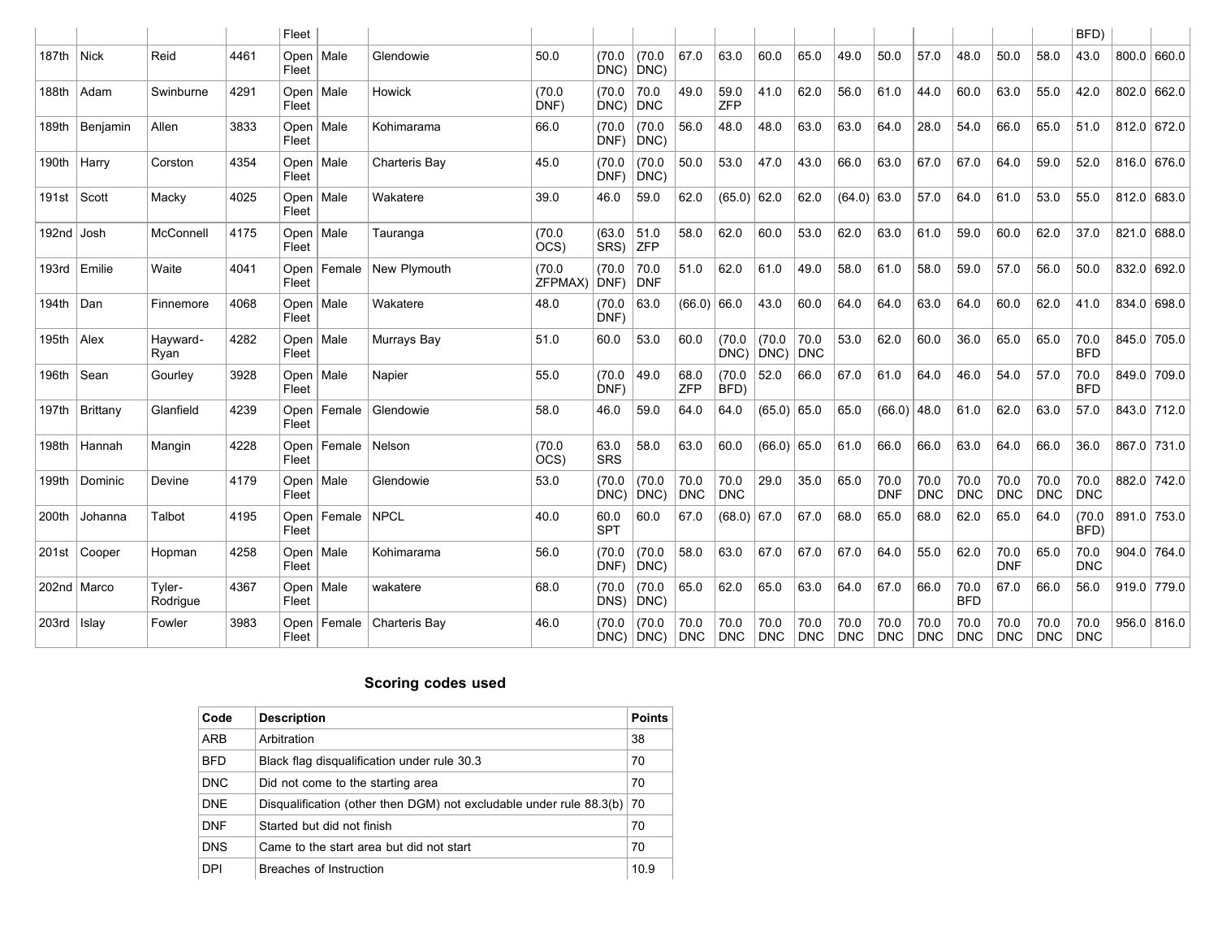| | | | | | | | | | | | | | | | | | | | | | | |
|---|---|---|---|---|---|---|---|---|---|---|---|---|---|---|---|---|---|---|---|---|---|---|
| | | | | Fleet | | | | | | | | | | | | | | | | BFD) | | |
| 187th | Nick | Reid | 4461 | Open Fleet | Male | Glendowie | 50.0 | (70.0 DNC) | (70.0 DNC) | 67.0 | 63.0 | 60.0 | 65.0 | 49.0 | 50.0 | 57.0 | 48.0 | 50.0 | 58.0 | 43.0 | 800.0 | 660.0 |
| 188th | Adam | Swinburne | 4291 | Open Fleet | Male | Howick | (70.0 DNF) | (70.0 DNC) | 70.0 DNC | 49.0 | 59.0 ZFP | 41.0 | 62.0 | 56.0 | 61.0 | 44.0 | 60.0 | 63.0 | 55.0 | 42.0 | 802.0 | 662.0 |
| 189th | Benjamin | Allen | 3833 | Open Fleet | Male | Kohimarama | 66.0 | (70.0 DNF) | (70.0 DNC) | 56.0 | 48.0 | 48.0 | 63.0 | 63.0 | 64.0 | 28.0 | 54.0 | 66.0 | 65.0 | 51.0 | 812.0 | 672.0 |
| 190th | Harry | Corston | 4354 | Open Fleet | Male | Charteris Bay | 45.0 | (70.0 DNF) | (70.0 DNC) | 50.0 | 53.0 | 47.0 | 43.0 | 66.0 | 63.0 | 67.0 | 67.0 | 64.0 | 59.0 | 52.0 | 816.0 | 676.0 |
| 191st | Scott | Macky | 4025 | Open Fleet | Male | Wakatere | 39.0 | 46.0 | 59.0 | 62.0 | (65.0) | 62.0 | 62.0 | (64.0) | 63.0 | 57.0 | 64.0 | 61.0 | 53.0 | 55.0 | 812.0 | 683.0 |
| 192nd | Josh | McConnell | 4175 | Open Fleet | Male | Tauranga | (70.0 OCS) | (63.0 SRS) | 51.0 ZFP | 58.0 | 62.0 | 60.0 | 53.0 | 62.0 | 63.0 | 61.0 | 59.0 | 60.0 | 62.0 | 37.0 | 821.0 | 688.0 |
| 193rd | Emilie | Waite | 4041 | Open Fleet | Female | New Plymouth | (70.0 ZFPMAX) | (70.0 DNF) | 70.0 DNF | 51.0 | 62.0 | 61.0 | 49.0 | 58.0 | 61.0 | 58.0 | 59.0 | 57.0 | 56.0 | 50.0 | 832.0 | 692.0 |
| 194th | Dan | Finnemore | 4068 | Open Fleet | Male | Wakatere | 48.0 | (70.0 DNF) | 63.0 | (66.0) | 66.0 | 43.0 | 60.0 | 64.0 | 64.0 | 63.0 | 64.0 | 60.0 | 62.0 | 41.0 | 834.0 | 698.0 |
| 195th | Alex | Hayward-Ryan | 4282 | Open Fleet | Male | Murrays Bay | 51.0 | 60.0 | 53.0 | 60.0 | (70.0 DNC) | (70.0 DNC) | 70.0 DNC | 53.0 | 62.0 | 60.0 | 36.0 | 65.0 | 65.0 | 70.0 BFD | 845.0 | 705.0 |
| 196th | Sean | Gourley | 3928 | Open Fleet | Male | Napier | 55.0 | (70.0 DNF) | 49.0 | 68.0 ZFP | (70.0 BFD) | 52.0 | 66.0 | 67.0 | 61.0 | 64.0 | 46.0 | 54.0 | 57.0 | 70.0 BFD | 849.0 | 709.0 |
| 197th | Brittany | Glanfield | 4239 | Open Fleet | Female | Glendowie | 58.0 | 46.0 | 59.0 | 64.0 | 64.0 | (65.0) | 65.0 | 65.0 | (66.0) | 48.0 | 61.0 | 62.0 | 63.0 | 57.0 | 843.0 | 712.0 |
| 198th | Hannah | Mangin | 4228 | Open Fleet | Female | Nelson | (70.0 OCS) | 63.0 SRS | 58.0 | 63.0 | 60.0 | (66.0) | 65.0 | 61.0 | 66.0 | 66.0 | 63.0 | 64.0 | 66.0 | 36.0 | 867.0 | 731.0 |
| 199th | Dominic | Devine | 4179 | Open Fleet | Male | Glendowie | 53.0 | (70.0 DNC) | (70.0 DNC) | 70.0 DNC | 70.0 DNC | 29.0 | 35.0 | 65.0 | 70.0 DNF | 70.0 DNC | 70.0 DNC | 70.0 DNC | 70.0 DNC | 70.0 DNC | 882.0 | 742.0 |
| 200th | Johanna | Talbot | 4195 | Open Fleet | Female | NPCL | 40.0 | 60.0 SPT | 60.0 | 67.0 | (68.0) | 67.0 | 67.0 | 68.0 | 65.0 | 68.0 | 62.0 | 65.0 | 64.0 | (70.0 BFD) | 891.0 | 753.0 |
| 201st | Cooper | Hopman | 4258 | Open Fleet | Male | Kohimarama | 56.0 | (70.0 DNF) | (70.0 DNC) | 58.0 | 63.0 | 67.0 | 67.0 | 67.0 | 64.0 | 55.0 | 62.0 | 70.0 DNF | 65.0 | 70.0 DNC | 904.0 | 764.0 |
| 202nd | Marco | Tyler-Rodrigue | 4367 | Open Fleet | Male | wakatere | 68.0 | (70.0 DNS) | (70.0 DNC) | 65.0 | 62.0 | 65.0 | 63.0 | 64.0 | 67.0 | 66.0 | 70.0 BFD | 67.0 | 66.0 | 56.0 | 919.0 | 779.0 |
| 203rd | Islay | Fowler | 3983 | Open Fleet | Female | Charteris Bay | 46.0 | (70.0 DNC) | (70.0 DNC) | 70.0 DNC | 70.0 DNC | 70.0 DNC | 70.0 DNC | 70.0 DNC | 70.0 DNC | 70.0 DNC | 70.0 DNC | 70.0 DNC | 70.0 DNC | 70.0 DNC | 956.0 | 816.0 |

### Scoring codes used

| Code | Description | Points |
|---|---|---|
| ARB | Arbitration | 38 |
| BFD | Black flag disqualification under rule 30.3 | 70 |
| DNC | Did not come to the starting area | 70 |
| DNE | Disqualification (other then DGM) not excludable under rule 88.3(b) | 70 |
| DNF | Started but did not finish | 70 |
| DNS | Came to the start area but did not start | 70 |
| DPI | Breaches of Instruction | 10.9 |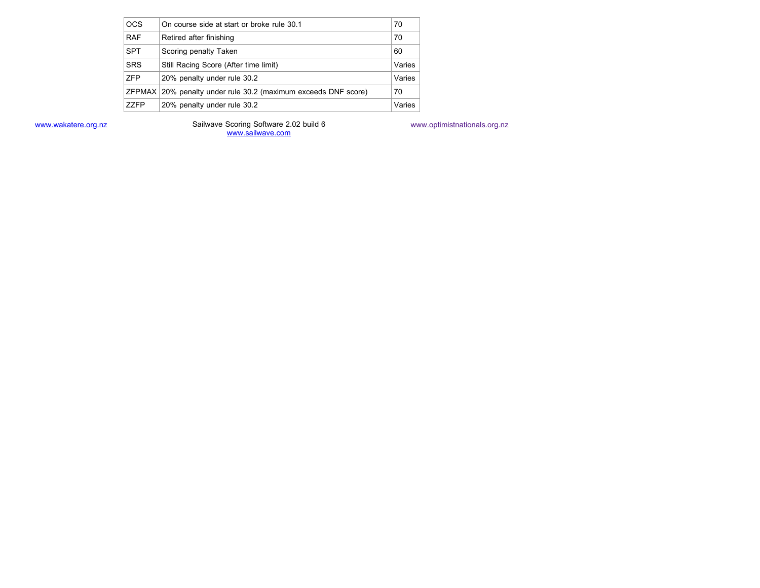| | | |
|---|---|---|
| OCS | On course side at start or broke rule 30.1 | 70 |
| RAF | Retired after finishing | 70 |
| SPT | Scoring penalty Taken | 60 |
| SRS | Still Racing Score (After time limit) | Varies |
| ZFP | 20% penalty under rule 30.2 | Varies |
| ZFPMAX | 20% penalty under rule 30.2 (maximum exceeds DNF score) | 70 |
| ZZFP | 20% penalty under rule 30.2 | Varies |

www.wakatere.org.nz

Sailwave Scoring Software 2.02 build 6
www.sailwave.com

www.optimistnationals.org.nz